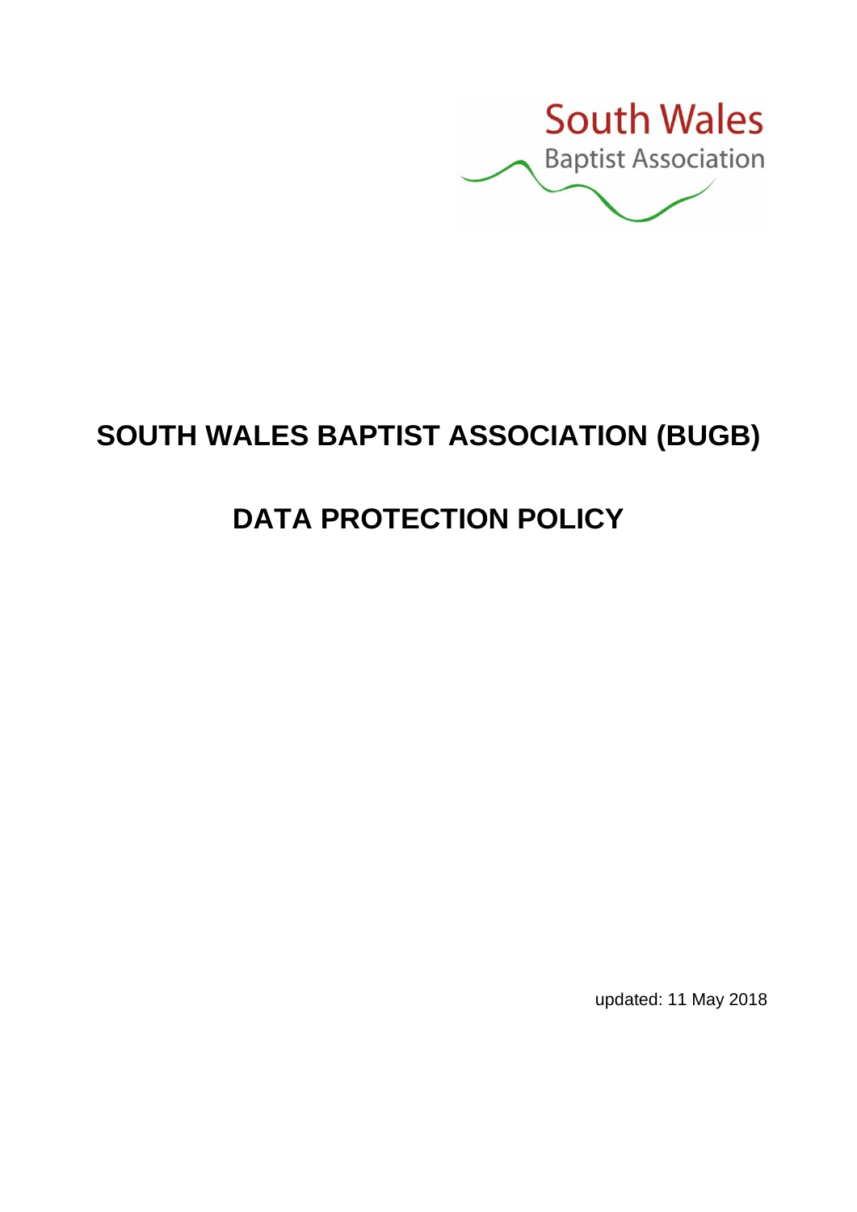South Wales
Baptist Association

# SOUTH WALES BAPTIST ASSOCIATION (BUGB)

# DATA PROTECTION POLICY

updated: 11 May 2018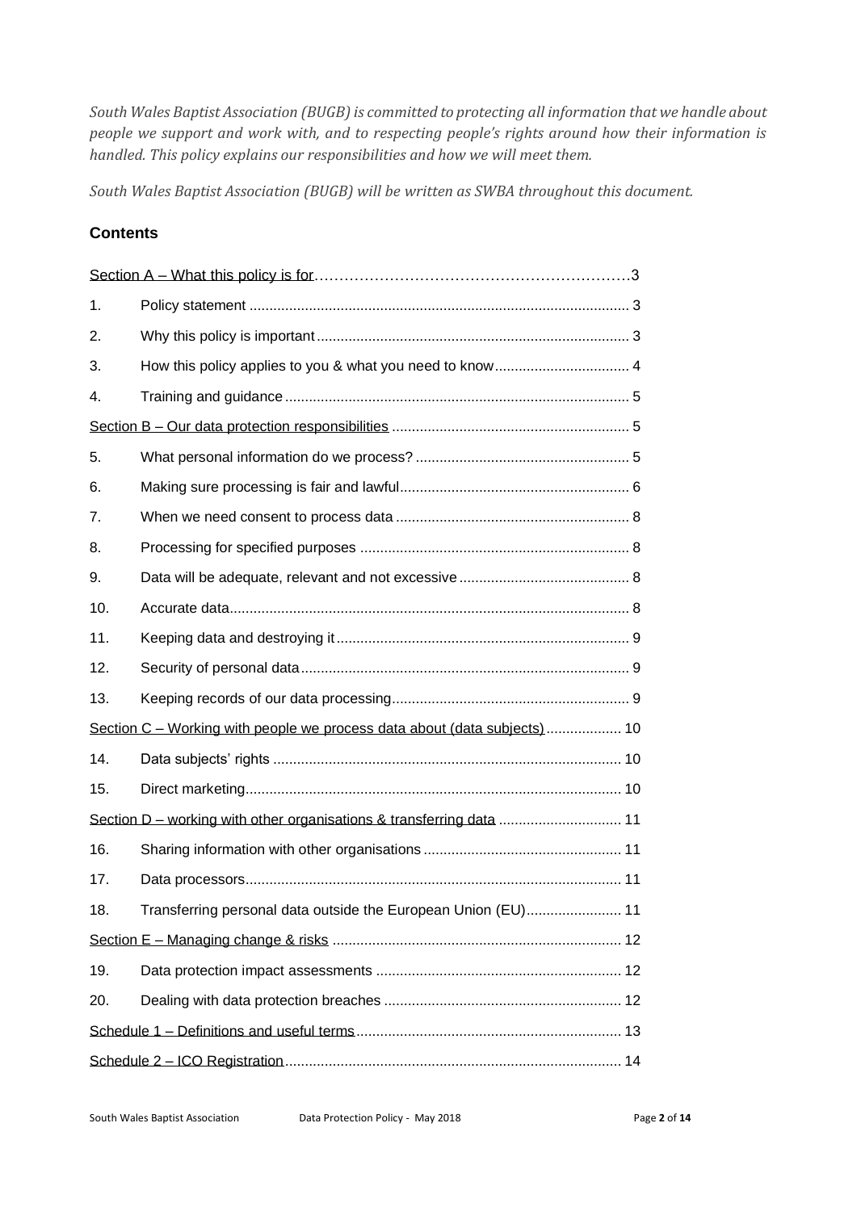*South Wales Baptist Association (BUGB) is committed to protecting all information that we handle about people we support and work with, and to respecting people's rights around how their information is handled. This policy explains our responsibilities and how we will meet them.*

*South Wales Baptist Association (BUGB) will be written as SWBA throughout this document.*

## Contents

| | | |
|---|---|---|
| Section A – What this policy is for | | 3 |
| 1. | Policy statement | 3 |
| 2. | Why this policy is important | 3 |
| 3. | How this policy applies to you & what you need to know | 4 |
| 4. | Training and guidance | 5 |
| Section B – Our data protection responsibilities | | 5 |
| 5. | What personal information do we process? | 5 |
| 6. | Making sure processing is fair and lawful | 6 |
| 7. | When we need consent to process data | 8 |
| 8. | Processing for specified purposes | 8 |
| 9. | Data will be adequate, relevant and not excessive | 8 |
| 10. | Accurate data | 8 |
| 11. | Keeping data and destroying it | 9 |
| 12. | Security of personal data | 9 |
| 13. | Keeping records of our data processing | 9 |
| Section C – Working with people we process data about (data subjects) | | 10 |
| 14. | Data subjects' rights | 10 |
| 15. | Direct marketing | 10 |
| Section D – working with other organisations & transferring data | | 11 |
| 16. | Sharing information with other organisations | 11 |
| 17. | Data processors | 11 |
| 18. | Transferring personal data outside the European Union (EU) | 11 |
| Section E – Managing change & risks | | 12 |
| 19. | Data protection impact assessments | 12 |
| 20. | Dealing with data protection breaches | 12 |
| Schedule 1 – Definitions and useful terms | | 13 |
| Schedule 2 – ICO Registration | | 14 |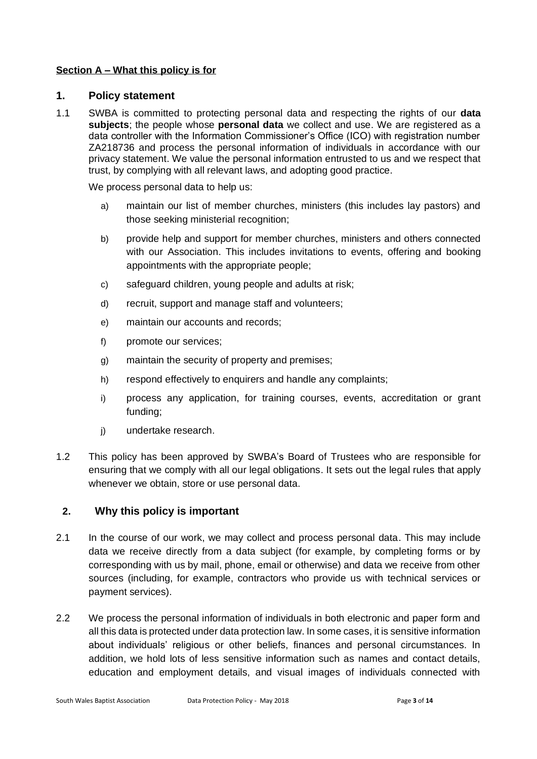**Section A – What this policy is for**

## 1. Policy statement

1.1 SWBA is committed to protecting personal data and respecting the rights of our **data subjects**; the people whose **personal data** we collect and use. We are registered as a data controller with the Information Commissioner's Office (ICO) with registration number ZA218736 and process the personal information of individuals in accordance with our privacy statement. We value the personal information entrusted to us and we respect that trust, by complying with all relevant laws, and adopting good practice.

We process personal data to help us:

a) maintain our list of member churches, ministers (this includes lay pastors) and those seeking ministerial recognition;

b) provide help and support for member churches, ministers and others connected with our Association. This includes invitations to events, offering and booking appointments with the appropriate people;

c) safeguard children, young people and adults at risk;

d) recruit, support and manage staff and volunteers;

e) maintain our accounts and records;

f) promote our services;

g) maintain the security of property and premises;

h) respond effectively to enquirers and handle any complaints;

i) process any application, for training courses, events, accreditation or grant funding;

j) undertake research.

1.2 This policy has been approved by SWBA's Board of Trustees who are responsible for ensuring that we comply with all our legal obligations. It sets out the legal rules that apply whenever we obtain, store or use personal data.

## 2. Why this policy is important

2.1 In the course of our work, we may collect and process personal data. This may include data we receive directly from a data subject (for example, by completing forms or by corresponding with us by mail, phone, email or otherwise) and data we receive from other sources (including, for example, contractors who provide us with technical services or payment services).

2.2 We process the personal information of individuals in both electronic and paper form and all this data is protected under data protection law. In some cases, it is sensitive information about individuals' religious or other beliefs, finances and personal circumstances. In addition, we hold lots of less sensitive information such as names and contact details, education and employment details, and visual images of individuals connected with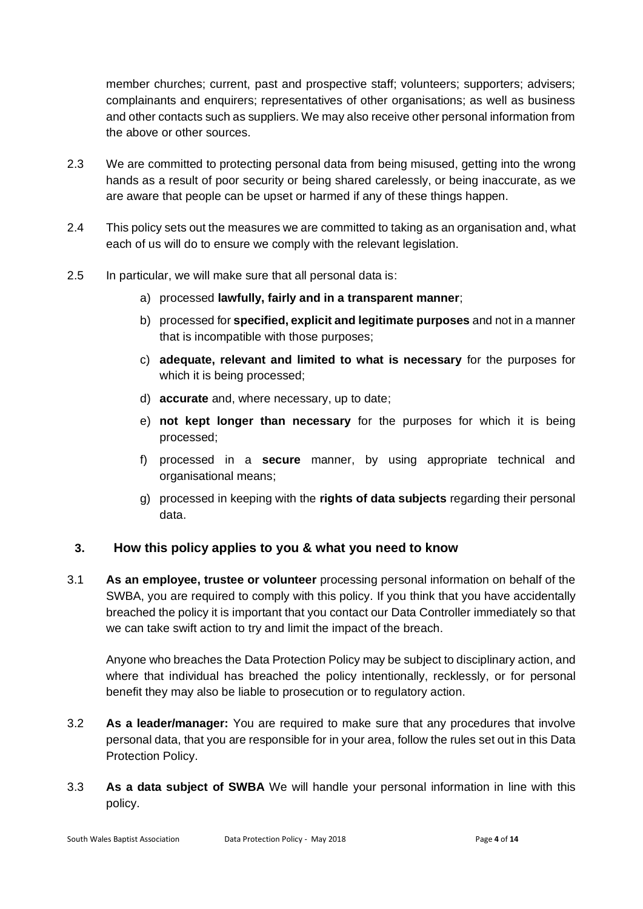member churches; current, past and prospective staff; volunteers; supporters; advisers; complainants and enquirers; representatives of other organisations; as well as business and other contacts such as suppliers. We may also receive other personal information from the above or other sources.

2.3 We are committed to protecting personal data from being misused, getting into the wrong hands as a result of poor security or being shared carelessly, or being inaccurate, as we are aware that people can be upset or harmed if any of these things happen.

2.4 This policy sets out the measures we are committed to taking as an organisation and, what each of us will do to ensure we comply with the relevant legislation.

2.5 In particular, we will make sure that all personal data is:

a) processed **lawfully, fairly and in a transparent manner**;

b) processed for **specified, explicit and legitimate purposes** and not in a manner that is incompatible with those purposes;

c) **adequate, relevant and limited to what is necessary** for the purposes for which it is being processed;

d) **accurate** and, where necessary, up to date;

e) **not kept longer than necessary** for the purposes for which it is being processed;

f) processed in a **secure** manner, by using appropriate technical and organisational means;

g) processed in keeping with the **rights of data subjects** regarding their personal data.

## 3. How this policy applies to you & what you need to know

3.1 **As an employee, trustee or volunteer** processing personal information on behalf of the SWBA, you are required to comply with this policy. If you think that you have accidentally breached the policy it is important that you contact our Data Controller immediately so that we can take swift action to try and limit the impact of the breach.

Anyone who breaches the Data Protection Policy may be subject to disciplinary action, and where that individual has breached the policy intentionally, recklessly, or for personal benefit they may also be liable to prosecution or to regulatory action.

3.2 **As a leader/manager:** You are required to make sure that any procedures that involve personal data, that you are responsible for in your area, follow the rules set out in this Data Protection Policy.

3.3 **As a data subject of SWBA** We will handle your personal information in line with this policy.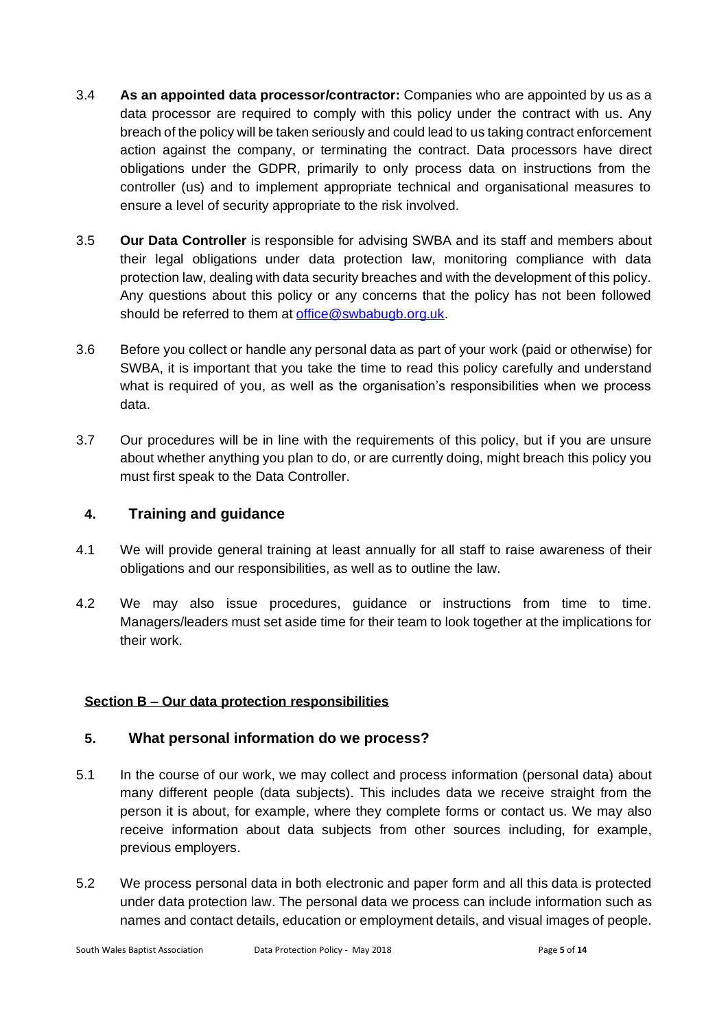3.4 **As an appointed data processor/contractor:** Companies who are appointed by us as a data processor are required to comply with this policy under the contract with us. Any breach of the policy will be taken seriously and could lead to us taking contract enforcement action against the company, or terminating the contract. Data processors have direct obligations under the GDPR, primarily to only process data on instructions from the controller (us) and to implement appropriate technical and organisational measures to ensure a level of security appropriate to the risk involved.

3.5 **Our Data Controller** is responsible for advising SWBA and its staff and members about their legal obligations under data protection law, monitoring compliance with data protection law, dealing with data security breaches and with the development of this policy. Any questions about this policy or any concerns that the policy has not been followed should be referred to them at [office@swbabugb.org.uk](mailto:office@swbabugb.org.uk).

3.6 Before you collect or handle any personal data as part of your work (paid or otherwise) for SWBA, it is important that you take the time to read this policy carefully and understand what is required of you, as well as the organisation's responsibilities when we process data.

3.7 Our procedures will be in line with the requirements of this policy, but if you are unsure about whether anything you plan to do, or are currently doing, might breach this policy you must first speak to the Data Controller.

## 4. Training and guidance

4.1 We will provide general training at least annually for all staff to raise awareness of their obligations and our responsibilities, as well as to outline the law.

4.2 We may also issue procedures, guidance or instructions from time to time. Managers/leaders must set aside time for their team to look together at the implications for their work.

**Section B – Our data protection responsibilities**

## 5. What personal information do we process?

5.1 In the course of our work, we may collect and process information (personal data) about many different people (data subjects). This includes data we receive straight from the person it is about, for example, where they complete forms or contact us. We may also receive information about data subjects from other sources including, for example, previous employers.

5.2 We process personal data in both electronic and paper form and all this data is protected under data protection law. The personal data we process can include information such as names and contact details, education or employment details, and visual images of people.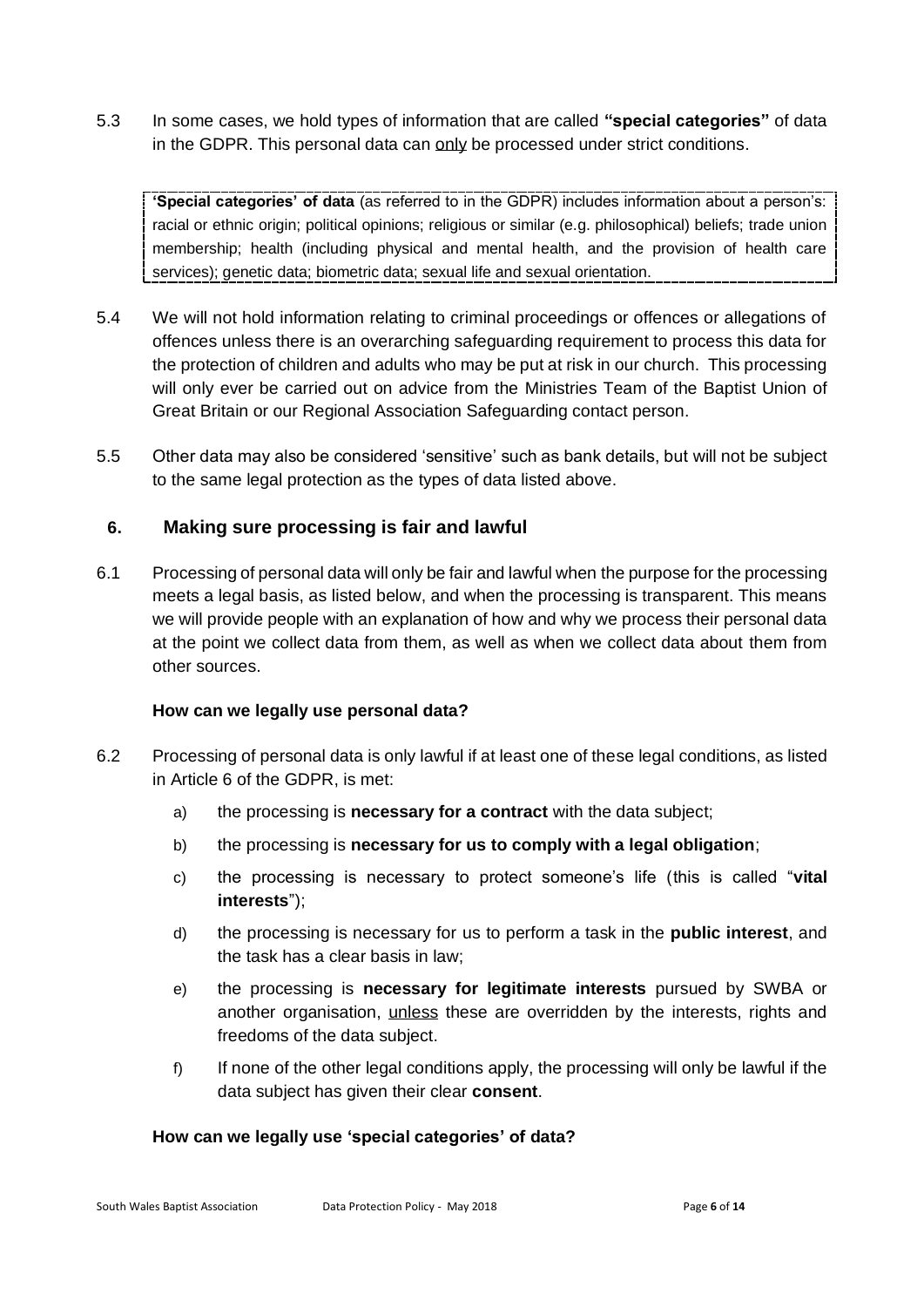5.3 In some cases, we hold types of information that are called **"special categories"** of data in the GDPR. This personal data can only be processed under strict conditions.

> **'Special categories' of data** (as referred to in the GDPR) includes information about a person's: racial or ethnic origin; political opinions; religious or similar (e.g. philosophical) beliefs; trade union membership; health (including physical and mental health, and the provision of health care services); genetic data; biometric data; sexual life and sexual orientation.

5.4 We will not hold information relating to criminal proceedings or offences or allegations of offences unless there is an overarching safeguarding requirement to process this data for the protection of children and adults who may be put at risk in our church. This processing will only ever be carried out on advice from the Ministries Team of the Baptist Union of Great Britain or our Regional Association Safeguarding contact person.

5.5 Other data may also be considered 'sensitive' such as bank details, but will not be subject to the same legal protection as the types of data listed above.

## 6. Making sure processing is fair and lawful

6.1 Processing of personal data will only be fair and lawful when the purpose for the processing meets a legal basis, as listed below, and when the processing is transparent. This means we will provide people with an explanation of how and why we process their personal data at the point we collect data from them, as well as when we collect data about them from other sources.

### How can we legally use personal data?

6.2 Processing of personal data is only lawful if at least one of these legal conditions, as listed in Article 6 of the GDPR, is met:

a) the processing is **necessary for a contract** with the data subject;

b) the processing is **necessary for us to comply with a legal obligation**;

c) the processing is necessary to protect someone's life (this is called "**vital interests**");

d) the processing is necessary for us to perform a task in the **public interest**, and the task has a clear basis in law;

e) the processing is **necessary for legitimate interests** pursued by SWBA or another organisation, unless these are overridden by the interests, rights and freedoms of the data subject.

f) If none of the other legal conditions apply, the processing will only be lawful if the data subject has given their clear **consent**.

### How can we legally use 'special categories' of data?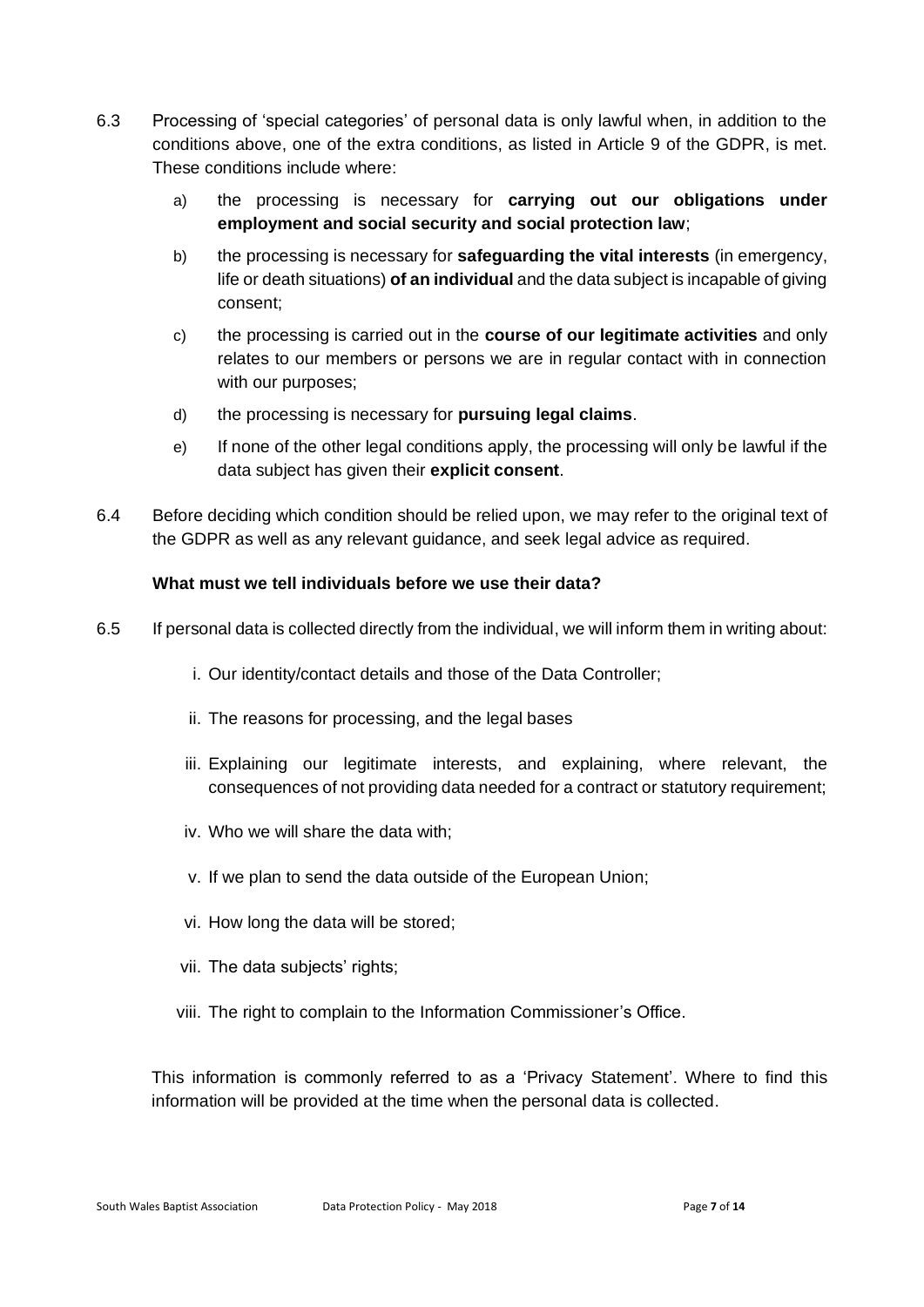6.3 Processing of 'special categories' of personal data is only lawful when, in addition to the conditions above, one of the extra conditions, as listed in Article 9 of the GDPR, is met. These conditions include where:

a) the processing is necessary for **carrying out our obligations under employment and social security and social protection law**;

b) the processing is necessary for **safeguarding the vital interests** (in emergency, life or death situations) **of an individual** and the data subject is incapable of giving consent;

c) the processing is carried out in the **course of our legitimate activities** and only relates to our members or persons we are in regular contact with in connection with our purposes;

d) the processing is necessary for **pursuing legal claims**.

e) If none of the other legal conditions apply, the processing will only be lawful if the data subject has given their **explicit consent**.

6.4 Before deciding which condition should be relied upon, we may refer to the original text of the GDPR as well as any relevant guidance, and seek legal advice as required.

**What must we tell individuals before we use their data?**

6.5 If personal data is collected directly from the individual, we will inform them in writing about:

i. Our identity/contact details and those of the Data Controller;

ii. The reasons for processing, and the legal bases

iii. Explaining our legitimate interests, and explaining, where relevant, the consequences of not providing data needed for a contract or statutory requirement;

iv. Who we will share the data with;

v. If we plan to send the data outside of the European Union;

vi. How long the data will be stored;

vii. The data subjects' rights;

viii. The right to complain to the Information Commissioner's Office.

This information is commonly referred to as a 'Privacy Statement'. Where to find this information will be provided at the time when the personal data is collected.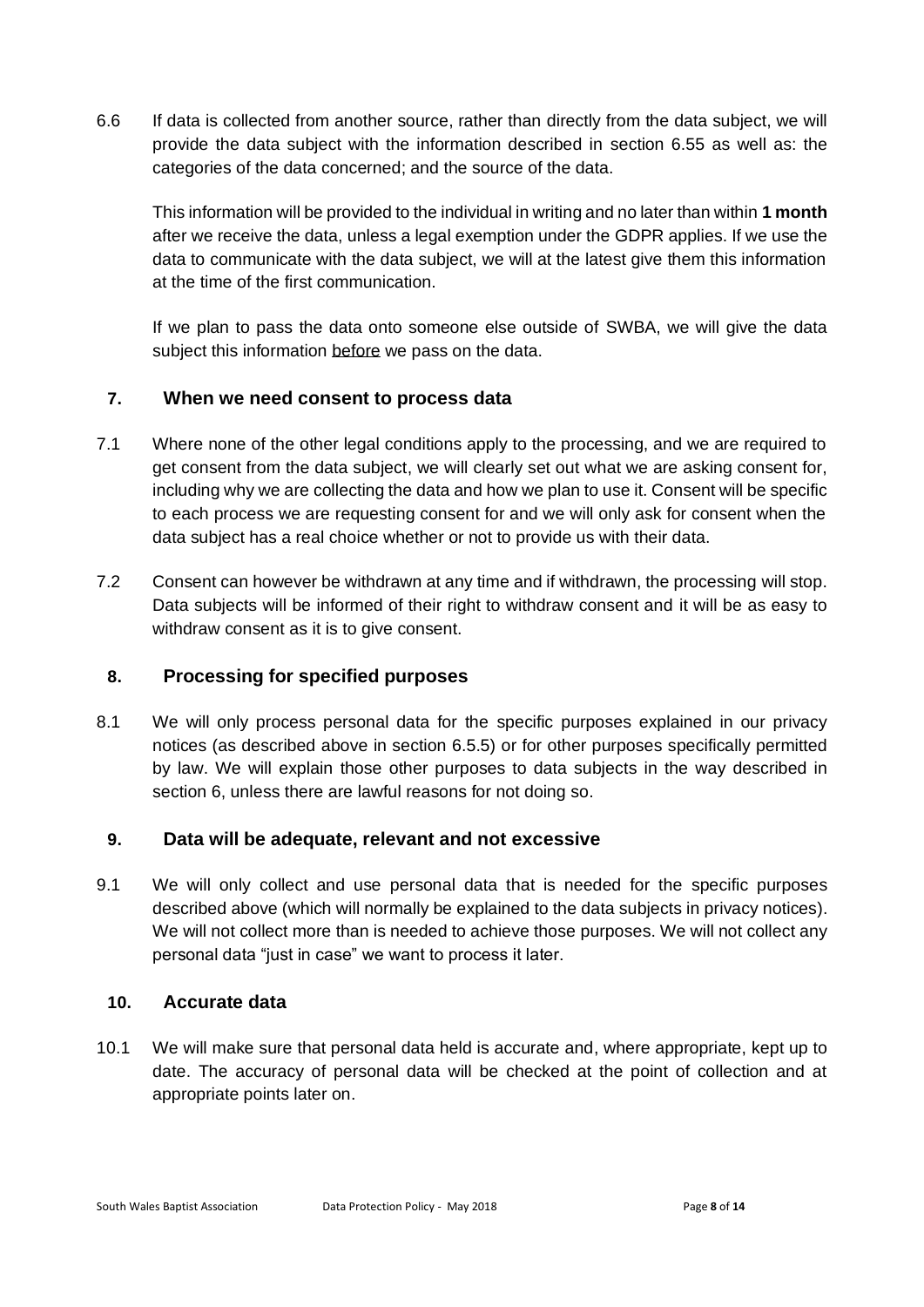6.6 If data is collected from another source, rather than directly from the data subject, we will provide the data subject with the information described in section 6.55 as well as: the categories of the data concerned; and the source of the data.

This information will be provided to the individual in writing and no later than within **1 month** after we receive the data, unless a legal exemption under the GDPR applies. If we use the data to communicate with the data subject, we will at the latest give them this information at the time of the first communication.

If we plan to pass the data onto someone else outside of SWBA, we will give the data subject this information <u>before</u> we pass on the data.

## 7. When we need consent to process data

7.1 Where none of the other legal conditions apply to the processing, and we are required to get consent from the data subject, we will clearly set out what we are asking consent for, including why we are collecting the data and how we plan to use it. Consent will be specific to each process we are requesting consent for and we will only ask for consent when the data subject has a real choice whether or not to provide us with their data.

7.2 Consent can however be withdrawn at any time and if withdrawn, the processing will stop. Data subjects will be informed of their right to withdraw consent and it will be as easy to withdraw consent as it is to give consent.

## 8. Processing for specified purposes

8.1 We will only process personal data for the specific purposes explained in our privacy notices (as described above in section 6.5.5) or for other purposes specifically permitted by law. We will explain those other purposes to data subjects in the way described in section 6, unless there are lawful reasons for not doing so.

## 9. Data will be adequate, relevant and not excessive

9.1 We will only collect and use personal data that is needed for the specific purposes described above (which will normally be explained to the data subjects in privacy notices). We will not collect more than is needed to achieve those purposes. We will not collect any personal data "just in case" we want to process it later.

## 10. Accurate data

10.1 We will make sure that personal data held is accurate and, where appropriate, kept up to date. The accuracy of personal data will be checked at the point of collection and at appropriate points later on.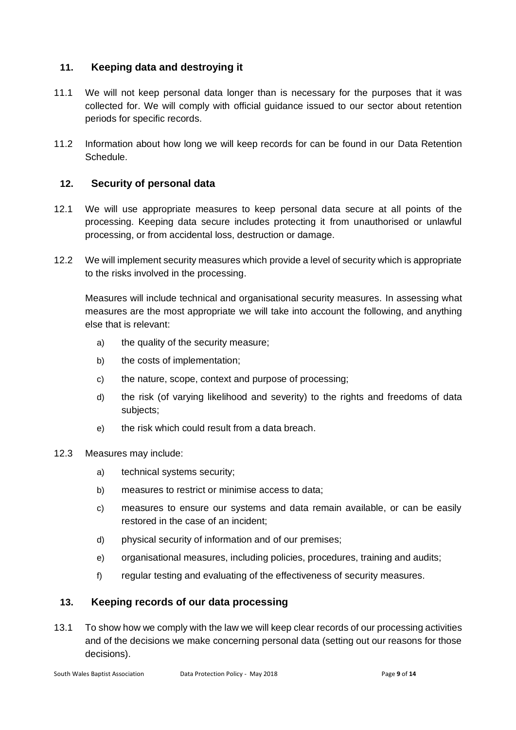## 11. Keeping data and destroying it

11.1 We will not keep personal data longer than is necessary for the purposes that it was collected for. We will comply with official guidance issued to our sector about retention periods for specific records.

11.2 Information about how long we will keep records for can be found in our Data Retention Schedule.

## 12. Security of personal data

12.1 We will use appropriate measures to keep personal data secure at all points of the processing. Keeping data secure includes protecting it from unauthorised or unlawful processing, or from accidental loss, destruction or damage.

12.2 We will implement security measures which provide a level of security which is appropriate to the risks involved in the processing.

Measures will include technical and organisational security measures. In assessing what measures are the most appropriate we will take into account the following, and anything else that is relevant:

a) the quality of the security measure;

b) the costs of implementation;

c) the nature, scope, context and purpose of processing;

d) the risk (of varying likelihood and severity) to the rights and freedoms of data subjects;

e) the risk which could result from a data breach.

12.3 Measures may include:

a) technical systems security;

b) measures to restrict or minimise access to data;

c) measures to ensure our systems and data remain available, or can be easily restored in the case of an incident;

d) physical security of information and of our premises;

e) organisational measures, including policies, procedures, training and audits;

f) regular testing and evaluating of the effectiveness of security measures.

## 13. Keeping records of our data processing

13.1 To show how we comply with the law we will keep clear records of our processing activities and of the decisions we make concerning personal data (setting out our reasons for those decisions).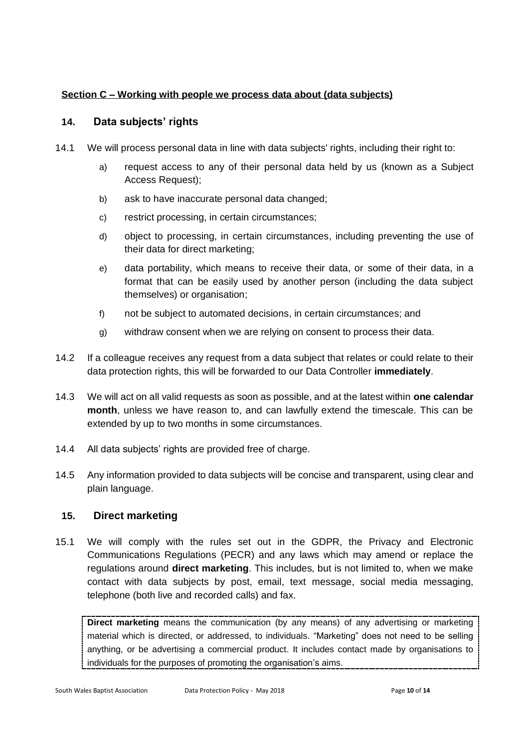**Section C – Working with people we process data about (data subjects)**

## 14. Data subjects' rights

14.1 We will process personal data in line with data subjects' rights, including their right to:

a) request access to any of their personal data held by us (known as a Subject Access Request);

b) ask to have inaccurate personal data changed;

c) restrict processing, in certain circumstances;

d) object to processing, in certain circumstances, including preventing the use of their data for direct marketing;

e) data portability, which means to receive their data, or some of their data, in a format that can be easily used by another person (including the data subject themselves) or organisation;

f) not be subject to automated decisions, in certain circumstances; and

g) withdraw consent when we are relying on consent to process their data.

14.2 If a colleague receives any request from a data subject that relates or could relate to their data protection rights, this will be forwarded to our Data Controller **immediately**.

14.3 We will act on all valid requests as soon as possible, and at the latest within **one calendar month**, unless we have reason to, and can lawfully extend the timescale. This can be extended by up to two months in some circumstances.

14.4 All data subjects' rights are provided free of charge.

14.5 Any information provided to data subjects will be concise and transparent, using clear and plain language.

## 15. Direct marketing

15.1 We will comply with the rules set out in the GDPR, the Privacy and Electronic Communications Regulations (PECR) and any laws which may amend or replace the regulations around **direct marketing**. This includes, but is not limited to, when we make contact with data subjects by post, email, text message, social media messaging, telephone (both live and recorded calls) and fax.

> **Direct marketing** means the communication (by any means) of any advertising or marketing material which is directed, or addressed, to individuals. "Marketing" does not need to be selling anything, or be advertising a commercial product. It includes contact made by organisations to individuals for the purposes of promoting the organisation's aims.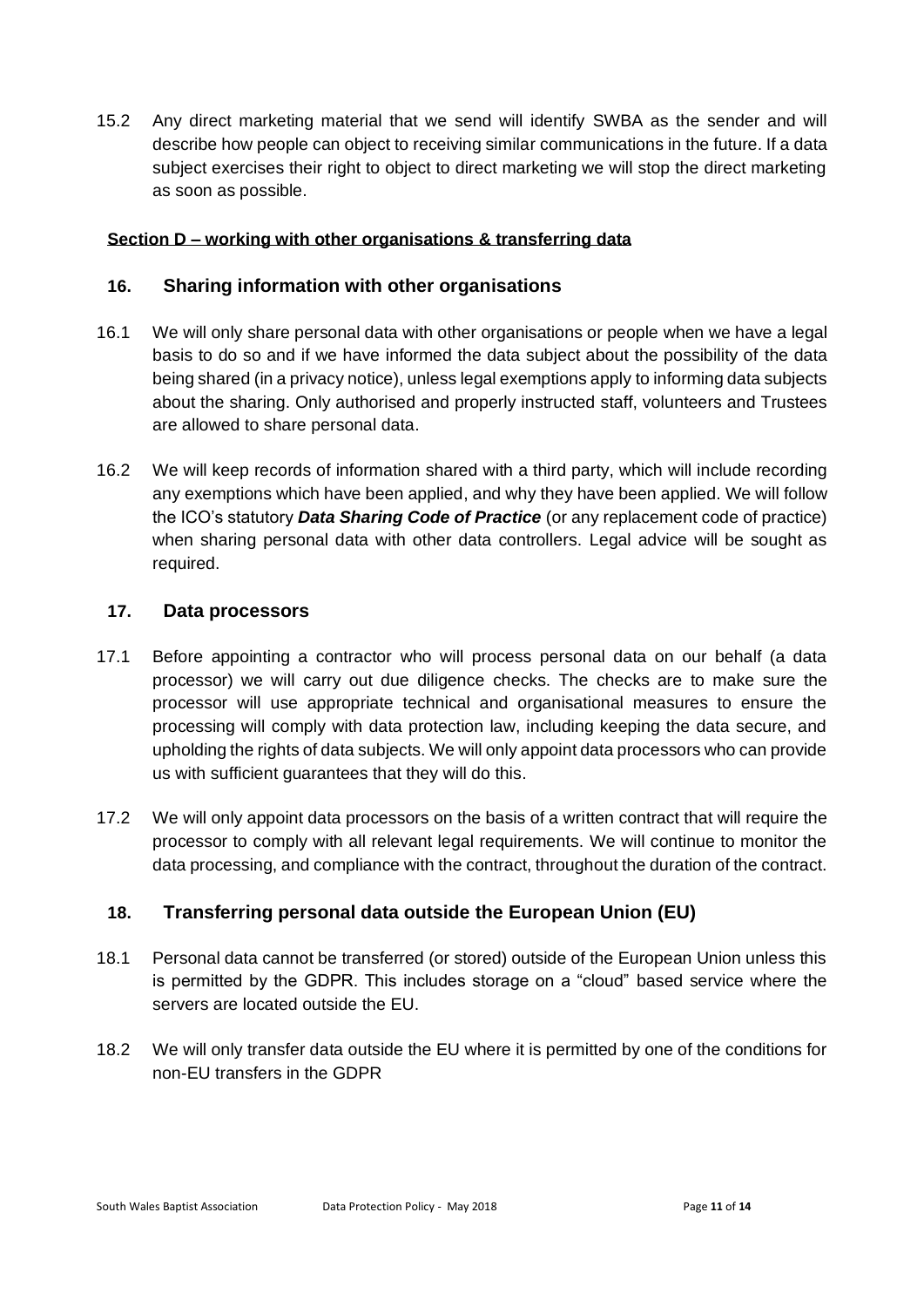15.2 Any direct marketing material that we send will identify SWBA as the sender and will describe how people can object to receiving similar communications in the future. If a data subject exercises their right to object to direct marketing we will stop the direct marketing as soon as possible.

**Section D – working with other organisations & transferring data**

## 16. Sharing information with other organisations

16.1 We will only share personal data with other organisations or people when we have a legal basis to do so and if we have informed the data subject about the possibility of the data being shared (in a privacy notice), unless legal exemptions apply to informing data subjects about the sharing. Only authorised and properly instructed staff, volunteers and Trustees are allowed to share personal data.

16.2 We will keep records of information shared with a third party, which will include recording any exemptions which have been applied, and why they have been applied. We will follow the ICO's statutory ***Data Sharing Code of Practice*** (or any replacement code of practice) when sharing personal data with other data controllers. Legal advice will be sought as required.

## 17. Data processors

17.1 Before appointing a contractor who will process personal data on our behalf (a data processor) we will carry out due diligence checks. The checks are to make sure the processor will use appropriate technical and organisational measures to ensure the processing will comply with data protection law, including keeping the data secure, and upholding the rights of data subjects. We will only appoint data processors who can provide us with sufficient guarantees that they will do this.

17.2 We will only appoint data processors on the basis of a written contract that will require the processor to comply with all relevant legal requirements. We will continue to monitor the data processing, and compliance with the contract, throughout the duration of the contract.

## 18. Transferring personal data outside the European Union (EU)

18.1 Personal data cannot be transferred (or stored) outside of the European Union unless this is permitted by the GDPR. This includes storage on a "cloud" based service where the servers are located outside the EU.

18.2 We will only transfer data outside the EU where it is permitted by one of the conditions for non-EU transfers in the GDPR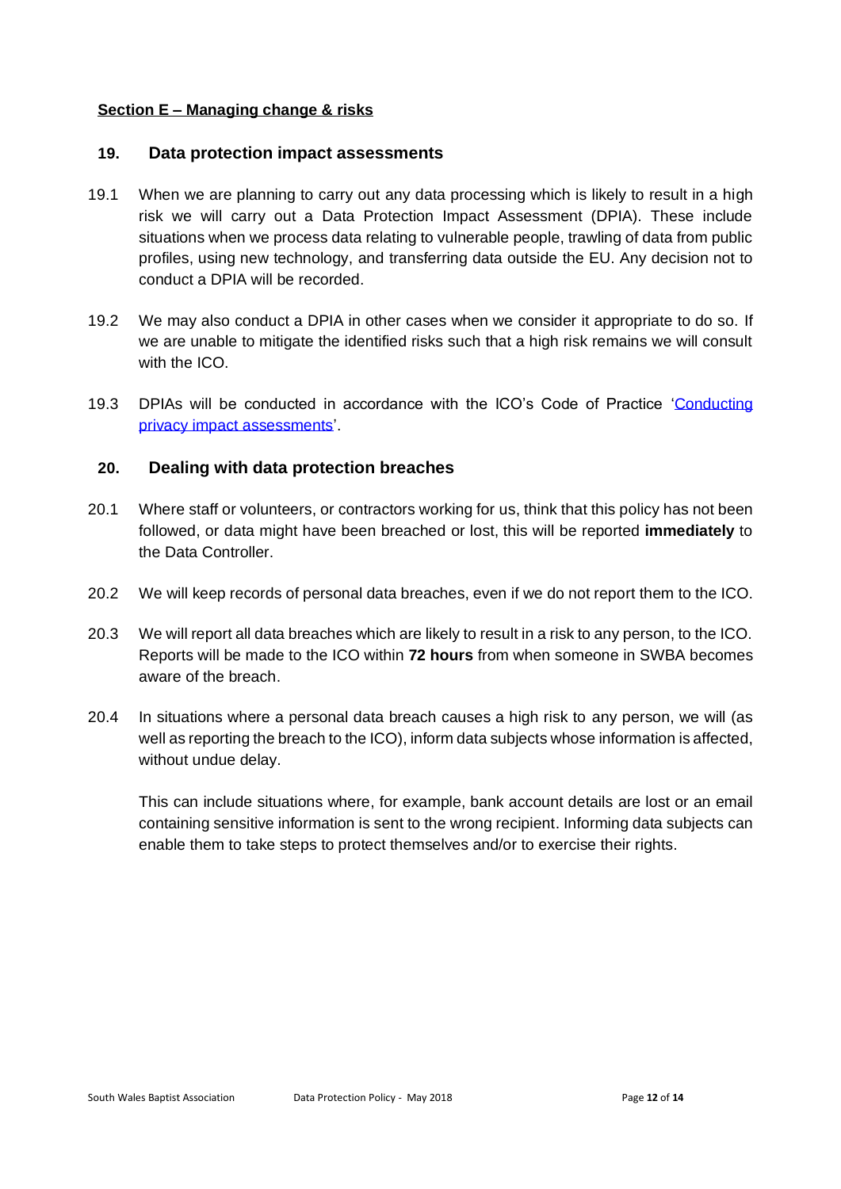**Section E – Managing change & risks**

## 19. Data protection impact assessments

19.1 When we are planning to carry out any data processing which is likely to result in a high risk we will carry out a Data Protection Impact Assessment (DPIA). These include situations when we process data relating to vulnerable people, trawling of data from public profiles, using new technology, and transferring data outside the EU. Any decision not to conduct a DPIA will be recorded.

19.2 We may also conduct a DPIA in other cases when we consider it appropriate to do so. If we are unable to mitigate the identified risks such that a high risk remains we will consult with the ICO.

19.3 DPIAs will be conducted in accordance with the ICO's Code of Practice '[Conducting privacy impact assessments](#)'.

## 20. Dealing with data protection breaches

20.1 Where staff or volunteers, or contractors working for us, think that this policy has not been followed, or data might have been breached or lost, this will be reported **immediately** to the Data Controller.

20.2 We will keep records of personal data breaches, even if we do not report them to the ICO.

20.3 We will report all data breaches which are likely to result in a risk to any person, to the ICO. Reports will be made to the ICO within **72 hours** from when someone in SWBA becomes aware of the breach.

20.4 In situations where a personal data breach causes a high risk to any person, we will (as well as reporting the breach to the ICO), inform data subjects whose information is affected, without undue delay.

This can include situations where, for example, bank account details are lost or an email containing sensitive information is sent to the wrong recipient. Informing data subjects can enable them to take steps to protect themselves and/or to exercise their rights.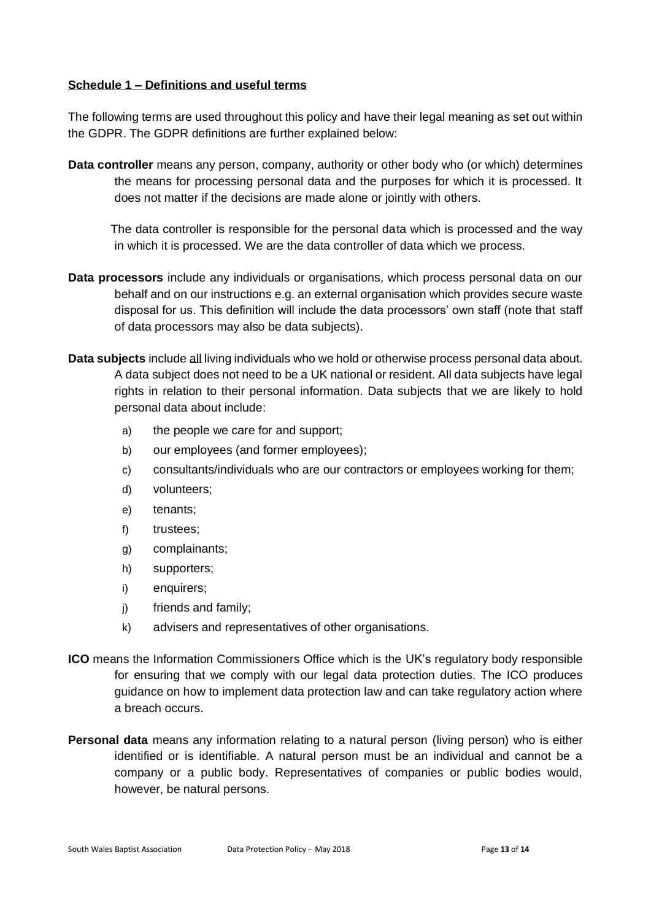**<u>Schedule 1 – Definitions and useful terms</u>**

The following terms are used throughout this policy and have their legal meaning as set out within the GDPR. The GDPR definitions are further explained below:

**Data controller** means any person, company, authority or other body who (or which) determines the means for processing personal data and the purposes for which it is processed. It does not matter if the decisions are made alone or jointly with others.

The data controller is responsible for the personal data which is processed and the way in which it is processed. We are the data controller of data which we process.

**Data processors** include any individuals or organisations, which process personal data on our behalf and on our instructions e.g. an external organisation which provides secure waste disposal for us. This definition will include the data processors' own staff (note that staff of data processors may also be data subjects).

**Data subjects** include <u>all</u> living individuals who we hold or otherwise process personal data about. A data subject does not need to be a UK national or resident. All data subjects have legal rights in relation to their personal information. Data subjects that we are likely to hold personal data about include:

a) the people we care for and support;
b) our employees (and former employees);
c) consultants/individuals who are our contractors or employees working for them;
d) volunteers;
e) tenants;
f) trustees;
g) complainants;
h) supporters;
i) enquirers;
j) friends and family;
k) advisers and representatives of other organisations.

**ICO** means the Information Commissioners Office which is the UK's regulatory body responsible for ensuring that we comply with our legal data protection duties. The ICO produces guidance on how to implement data protection law and can take regulatory action where a breach occurs.

**Personal data** means any information relating to a natural person (living person) who is either identified or is identifiable. A natural person must be an individual and cannot be a company or a public body. Representatives of companies or public bodies would, however, be natural persons.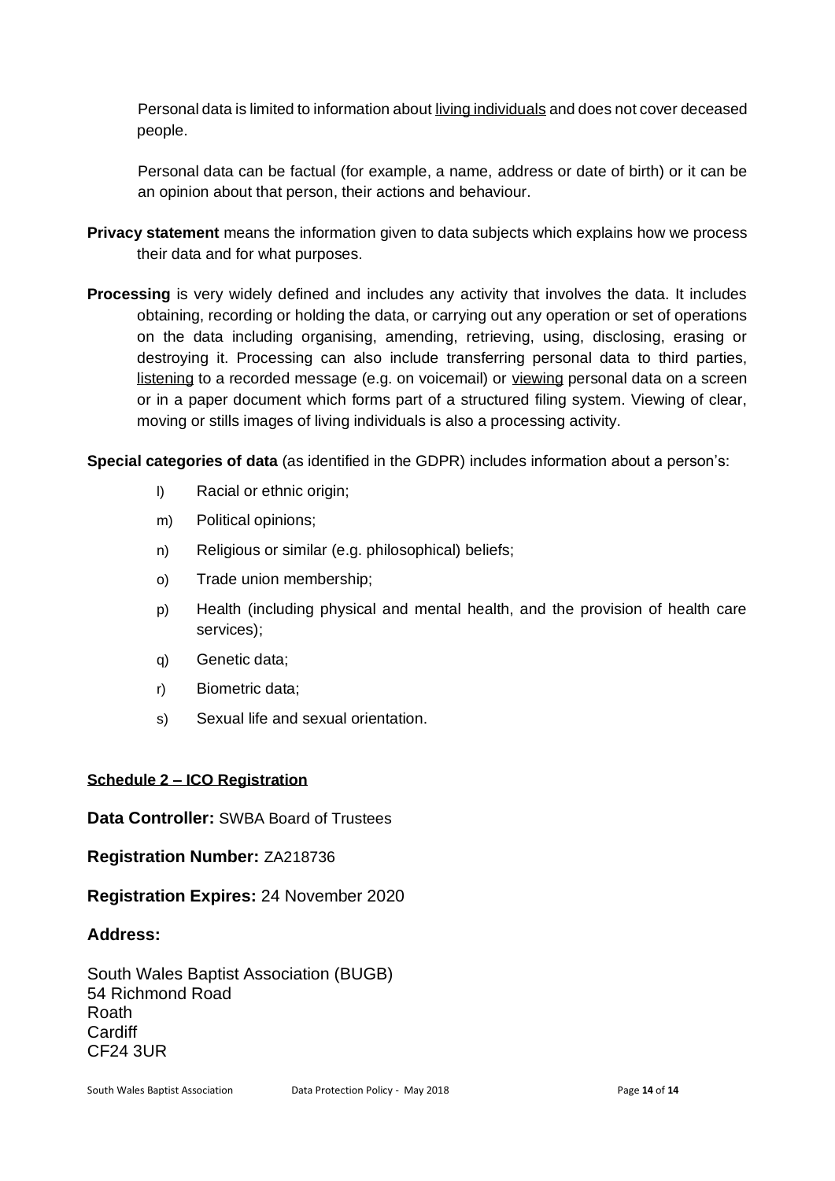Personal data is limited to information about <u>living individuals</u> and does not cover deceased people.

Personal data can be factual (for example, a name, address or date of birth) or it can be an opinion about that person, their actions and behaviour.

**Privacy statement** means the information given to data subjects which explains how we process their data and for what purposes.

**Processing** is very widely defined and includes any activity that involves the data. It includes obtaining, recording or holding the data, or carrying out any operation or set of operations on the data including organising, amending, retrieving, using, disclosing, erasing or destroying it. Processing can also include transferring personal data to third parties, <u>listening</u> to a recorded message (e.g. on voicemail) or <u>viewing</u> personal data on a screen or in a paper document which forms part of a structured filing system. Viewing of clear, moving or stills images of living individuals is also a processing activity.

**Special categories of data** (as identified in the GDPR) includes information about a person's:

l) Racial or ethnic origin;

m) Political opinions;

n) Religious or similar (e.g. philosophical) beliefs;

o) Trade union membership;

p) Health (including physical and mental health, and the provision of health care services);

q) Genetic data;

r) Biometric data;

s) Sexual life and sexual orientation.

**<u>Schedule 2 – ICO Registration</u>**

**Data Controller:** SWBA Board of Trustees

**Registration Number:** ZA218736

**Registration Expires:** 24 November 2020

**Address:**

South Wales Baptist Association (BUGB)
54 Richmond Road
Roath
Cardiff
CF24 3UR